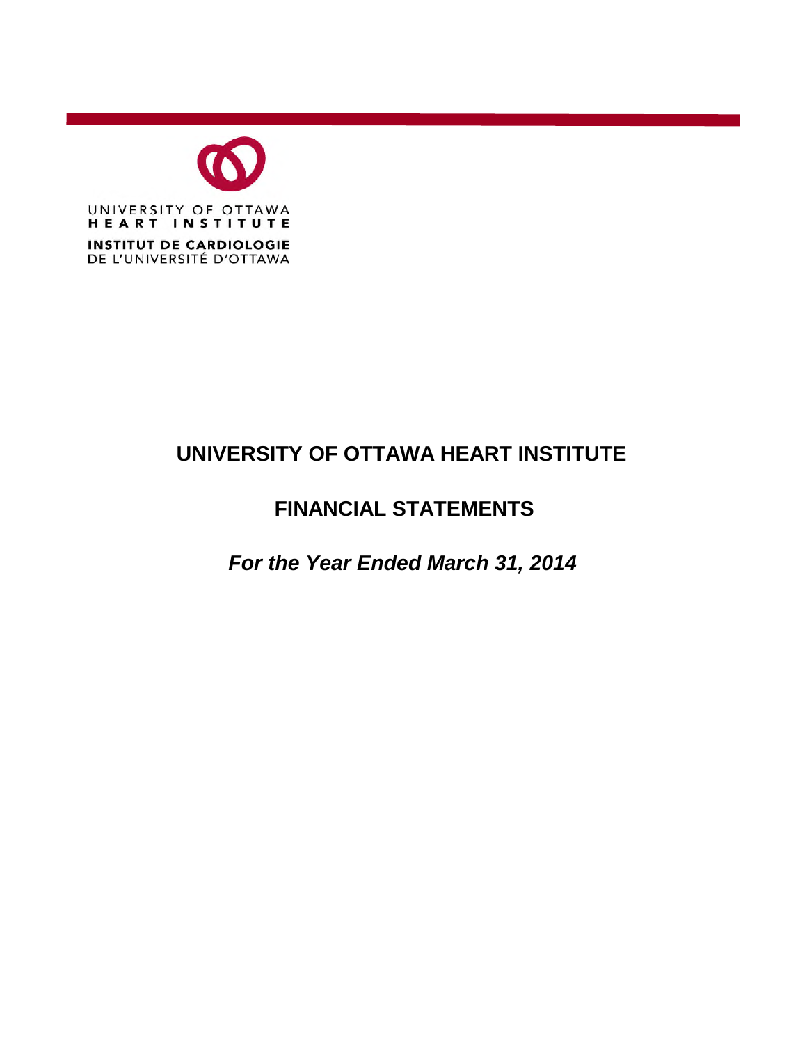UNIVERSITY OF OTTAWA
HEART INSTITUTE

INSTITUT DE CARDIOLOGIE
DE L'UNIVERSITÉ D'OTTAWA

# UNIVERSITY OF OTTAWA HEART INSTITUTE

## FINANCIAL STATEMENTS

***For the Year Ended March 31, 2014***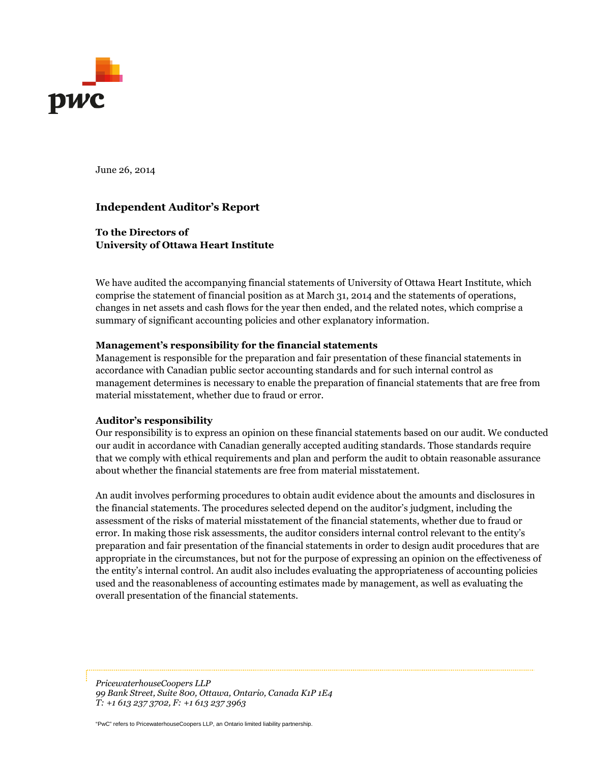June 26, 2014

## Independent Auditor's Report

**To the Directors of**
**University of Ottawa Heart Institute**

We have audited the accompanying financial statements of University of Ottawa Heart Institute, which comprise the statement of financial position as at March 31, 2014 and the statements of operations, changes in net assets and cash flows for the year then ended, and the related notes, which comprise a summary of significant accounting policies and other explanatory information.

**Management's responsibility for the financial statements**
Management is responsible for the preparation and fair presentation of these financial statements in accordance with Canadian public sector accounting standards and for such internal control as management determines is necessary to enable the preparation of financial statements that are free from material misstatement, whether due to fraud or error.

**Auditor's responsibility**
Our responsibility is to express an opinion on these financial statements based on our audit. We conducted our audit in accordance with Canadian generally accepted auditing standards. Those standards require that we comply with ethical requirements and plan and perform the audit to obtain reasonable assurance about whether the financial statements are free from material misstatement.

An audit involves performing procedures to obtain audit evidence about the amounts and disclosures in the financial statements. The procedures selected depend on the auditor's judgment, including the assessment of the risks of material misstatement of the financial statements, whether due to fraud or error. In making those risk assessments, the auditor considers internal control relevant to the entity's preparation and fair presentation of the financial statements in order to design audit procedures that are appropriate in the circumstances, but not for the purpose of expressing an opinion on the effectiveness of the entity's internal control. An audit also includes evaluating the appropriateness of accounting policies used and the reasonableness of accounting estimates made by management, as well as evaluating the overall presentation of the financial statements.

*PricewaterhouseCoopers LLP*
*99 Bank Street, Suite 800, Ottawa, Ontario, Canada K1P 1E4*
*T: +1 613 237 3702, F: +1 613 237 3963*

"PwC" refers to PricewaterhouseCoopers LLP, an Ontario limited liability partnership.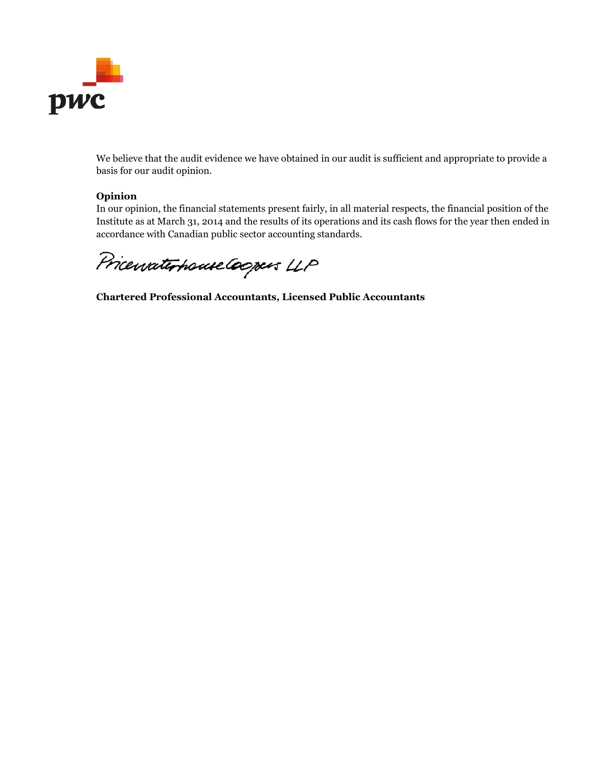We believe that the audit evidence we have obtained in our audit is sufficient and appropriate to provide a basis for our audit opinion.

**Opinion**

In our opinion, the financial statements present fairly, in all material respects, the financial position of the Institute as at March 31, 2014 and the results of its operations and its cash flows for the year then ended in accordance with Canadian public sector accounting standards.

PricewaterhouseCoopers LLP

**Chartered Professional Accountants, Licensed Public Accountants**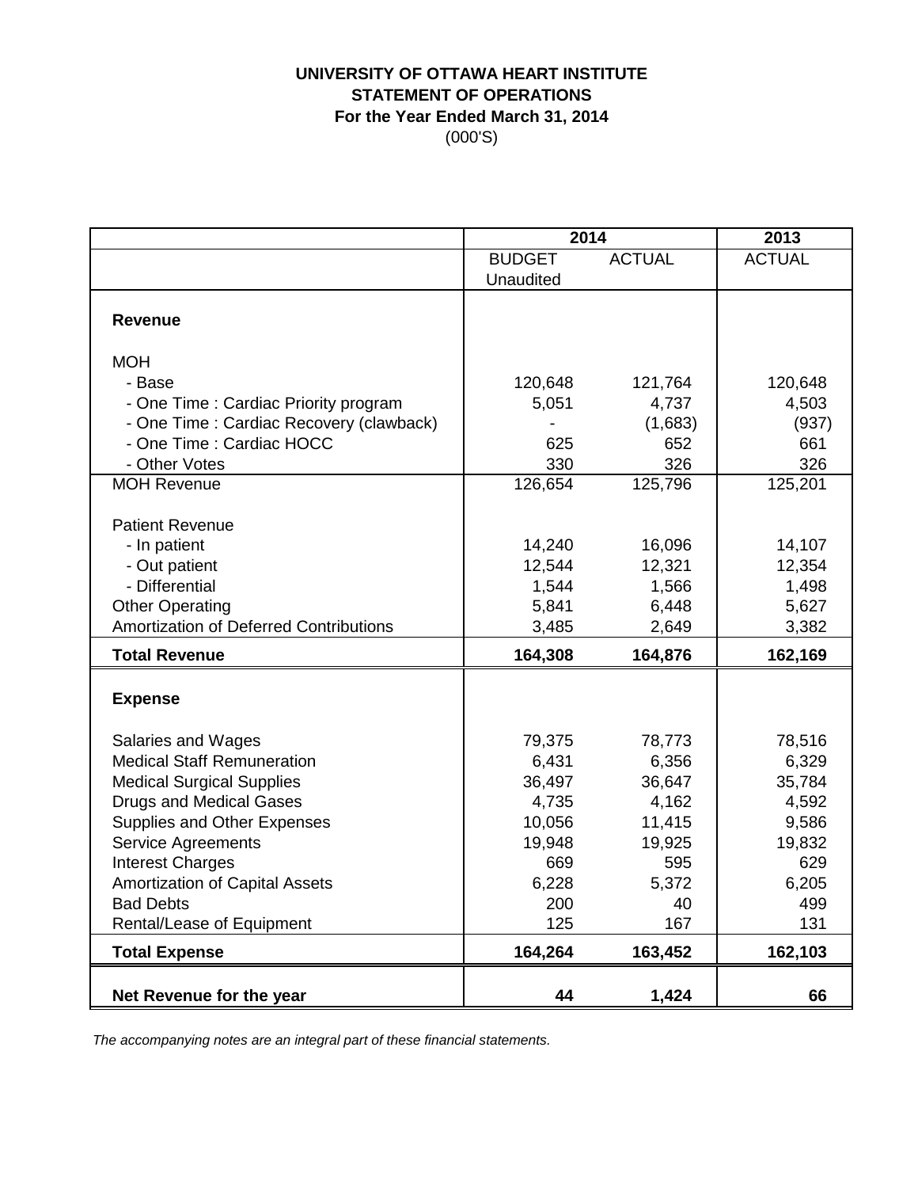**UNIVERSITY OF OTTAWA HEART INSTITUTE**
**STATEMENT OF OPERATIONS**
**For the Year Ended March 31, 2014**
(000'S)

| | 2014 | | 2013 |
|---|---|---|---|
| | BUDGET Unaudited | ACTUAL | ACTUAL |
| **Revenue** | | | |
| MOH | | | |
| - Base | 120,648 | 121,764 | 120,648 |
| - One Time : Cardiac Priority program | 5,051 | 4,737 | 4,503 |
| - One Time : Cardiac Recovery (clawback) | - | (1,683) | (937) |
| - One Time : Cardiac HOCC | 625 | 652 | 661 |
| - Other Votes | 330 | 326 | 326 |
| MOH Revenue | 126,654 | 125,796 | 125,201 |
| Patient Revenue | | | |
| - In patient | 14,240 | 16,096 | 14,107 |
| - Out patient | 12,544 | 12,321 | 12,354 |
| - Differential | 1,544 | 1,566 | 1,498 |
| Other Operating | 5,841 | 6,448 | 5,627 |
| Amortization of Deferred Contributions | 3,485 | 2,649 | 3,382 |
| **Total Revenue** | **164,308** | **164,876** | **162,169** |
| **Expense** | | | |
| Salaries and Wages | 79,375 | 78,773 | 78,516 |
| Medical Staff Remuneration | 6,431 | 6,356 | 6,329 |
| Medical Surgical Supplies | 36,497 | 36,647 | 35,784 |
| Drugs and Medical Gases | 4,735 | 4,162 | 4,592 |
| Supplies and Other Expenses | 10,056 | 11,415 | 9,586 |
| Service Agreements | 19,948 | 19,925 | 19,832 |
| Interest Charges | 669 | 595 | 629 |
| Amortization of Capital Assets | 6,228 | 5,372 | 6,205 |
| Bad Debts | 200 | 40 | 499 |
| Rental/Lease of Equipment | 125 | 167 | 131 |
| **Total Expense** | **164,264** | **163,452** | **162,103** |
| **Net Revenue for the year** | **44** | **1,424** | **66** |

*The accompanying notes are an integral part of these financial statements.*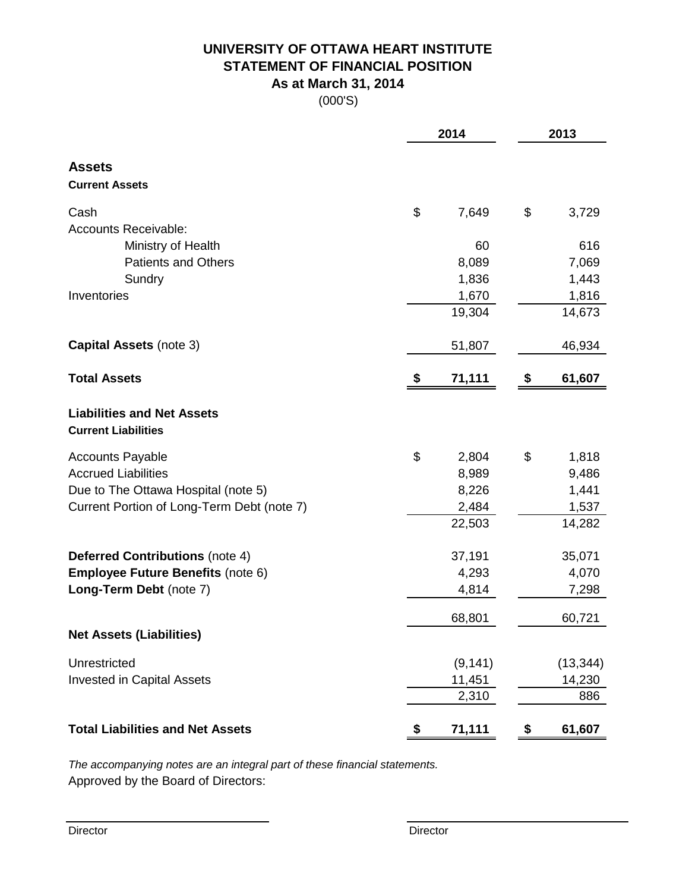# UNIVERSITY OF OTTAWA HEART INSTITUTE
## STATEMENT OF FINANCIAL POSITION
### As at March 31, 2014
(000'S)

| | 2014 | 2013 |
|---|---|---|
| **Assets** | | |
| **Current Assets** | | |
| Cash | $ 7,649 | $ 3,729 |
| Accounts Receivable: | | |
| Ministry of Health | 60 | 616 |
| Patients and Others | 8,089 | 7,069 |
| Sundry | 1,836 | 1,443 |
| Inventories | 1,670 | 1,816 |
| | 19,304 | 14,673 |
| **Capital Assets** (note 3) | 51,807 | 46,934 |
| **Total Assets** | **$ 71,111** | **$ 61,607** |
| **Liabilities and Net Assets** | | |
| **Current Liabilities** | | |
| Accounts Payable | $ 2,804 | $ 1,818 |
| Accrued Liabilities | 8,989 | 9,486 |
| Due to The Ottawa Hospital (note 5) | 8,226 | 1,441 |
| Current Portion of Long-Term Debt (note 7) | 2,484 | 1,537 |
| | 22,503 | 14,282 |
| **Deferred Contributions** (note 4) | 37,191 | 35,071 |
| **Employee Future Benefits** (note 6) | 4,293 | 4,070 |
| **Long-Term Debt** (note 7) | 4,814 | 7,298 |
| | 68,801 | 60,721 |
| **Net Assets (Liabilities)** | | |
| Unrestricted | (9,141) | (13,344) |
| Invested in Capital Assets | 11,451 | 14,230 |
| | 2,310 | 886 |
| **Total Liabilities and Net Assets** | **$ 71,111** | **$ 61,607** |

*The accompanying notes are an integral part of these financial statements.*

Approved by the Board of Directors:

Director

Director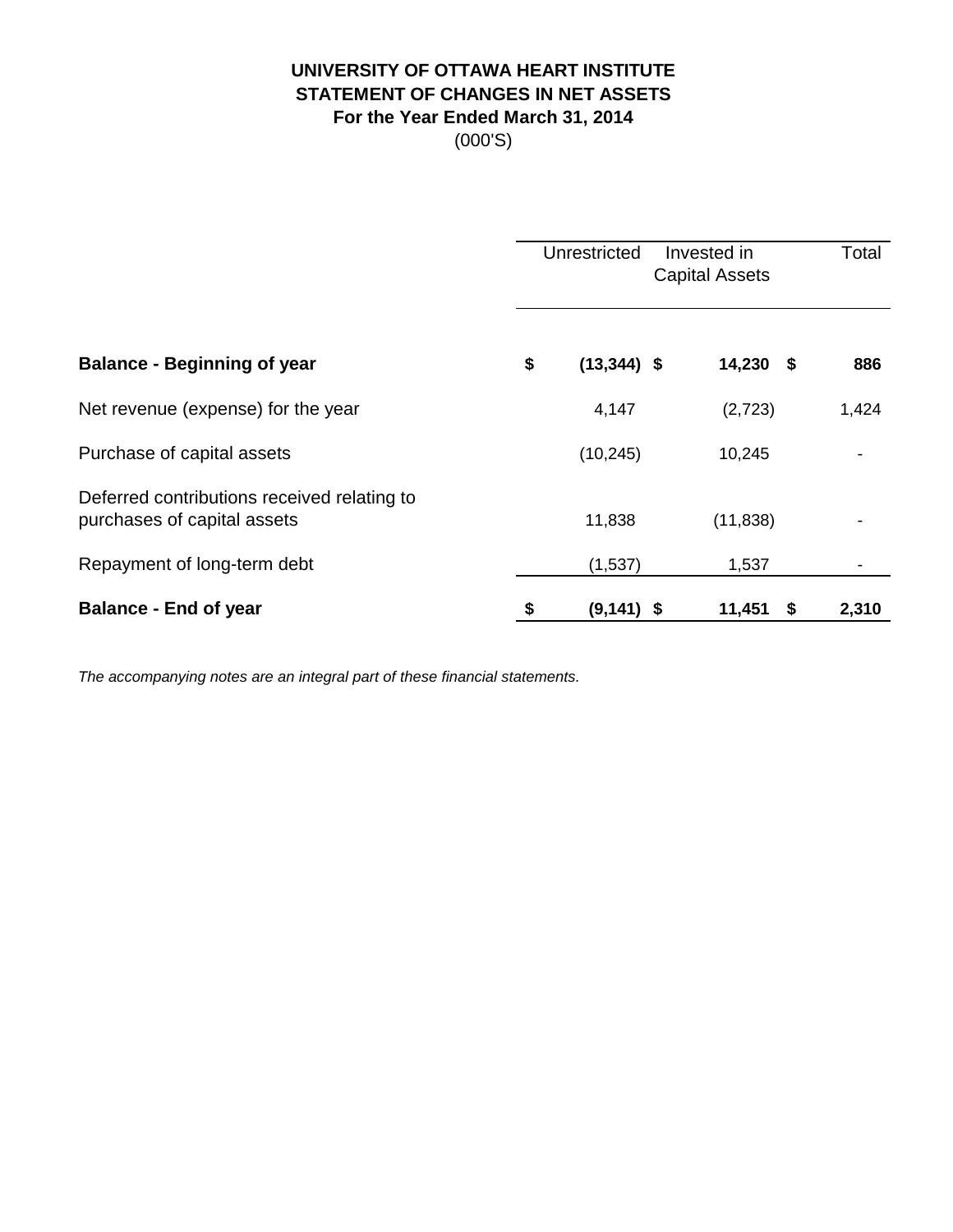# UNIVERSITY OF OTTAWA HEART INSTITUTE
## STATEMENT OF CHANGES IN NET ASSETS
### For the Year Ended March 31, 2014
(000'S)

| | Unrestricted | Invested in Capital Assets | Total |
|---|---|---|---|
| **Balance - Beginning of year** | **$ (13,344)** | **$ 14,230** | **$ 886** |
| Net revenue (expense) for the year | 4,147 | (2,723) | 1,424 |
| Purchase of capital assets | (10,245) | 10,245 | - |
| Deferred contributions received relating to purchases of capital assets | 11,838 | (11,838) | - |
| Repayment of long-term debt | (1,537) | 1,537 | - |
| **Balance - End of year** | **$ (9,141)** | **$ 11,451** | **$ 2,310** |

*The accompanying notes are an integral part of these financial statements.*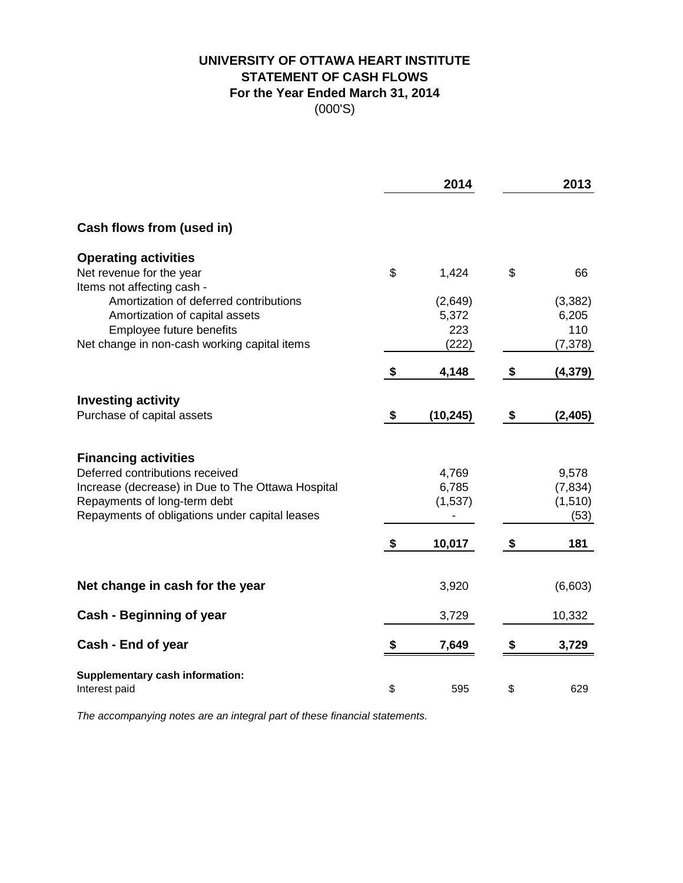# UNIVERSITY OF OTTAWA HEART INSTITUTE
## STATEMENT OF CASH FLOWS
### For the Year Ended March 31, 2014
(000'S)

| | 2014 | 2013 |
|---|---|---|
| **Cash flows from (used in)** | | |
| **Operating activities** | | |
| Net revenue for the year | $ 1,424 | $ 66 |
| Items not affecting cash - | | |
| Amortization of deferred contributions | (2,649) | (3,382) |
| Amortization of capital assets | 5,372 | 6,205 |
| Employee future benefits | 223 | 110 |
| Net change in non-cash working capital items | (222) | (7,378) |
| | **$ 4,148** | **$ (4,379)** |
| **Investing activity** | | |
| Purchase of capital assets | **$ (10,245)** | **$ (2,405)** |
| **Financing activities** | | |
| Deferred contributions received | 4,769 | 9,578 |
| Increase (decrease) in Due to The Ottawa Hospital | 6,785 | (7,834) |
| Repayments of long-term debt | (1,537) | (1,510) |
| Repayments of obligations under capital leases | - | (53) |
| | **$ 10,017** | **$ 181** |
| **Net change in cash for the year** | 3,920 | (6,603) |
| **Cash - Beginning of year** | 3,729 | 10,332 |
| **Cash - End of year** | **$ 7,649** | **$ 3,729** |
| **Supplementary cash information:** | | |
| Interest paid | $ 595 | $ 629 |

*The accompanying notes are an integral part of these financial statements.*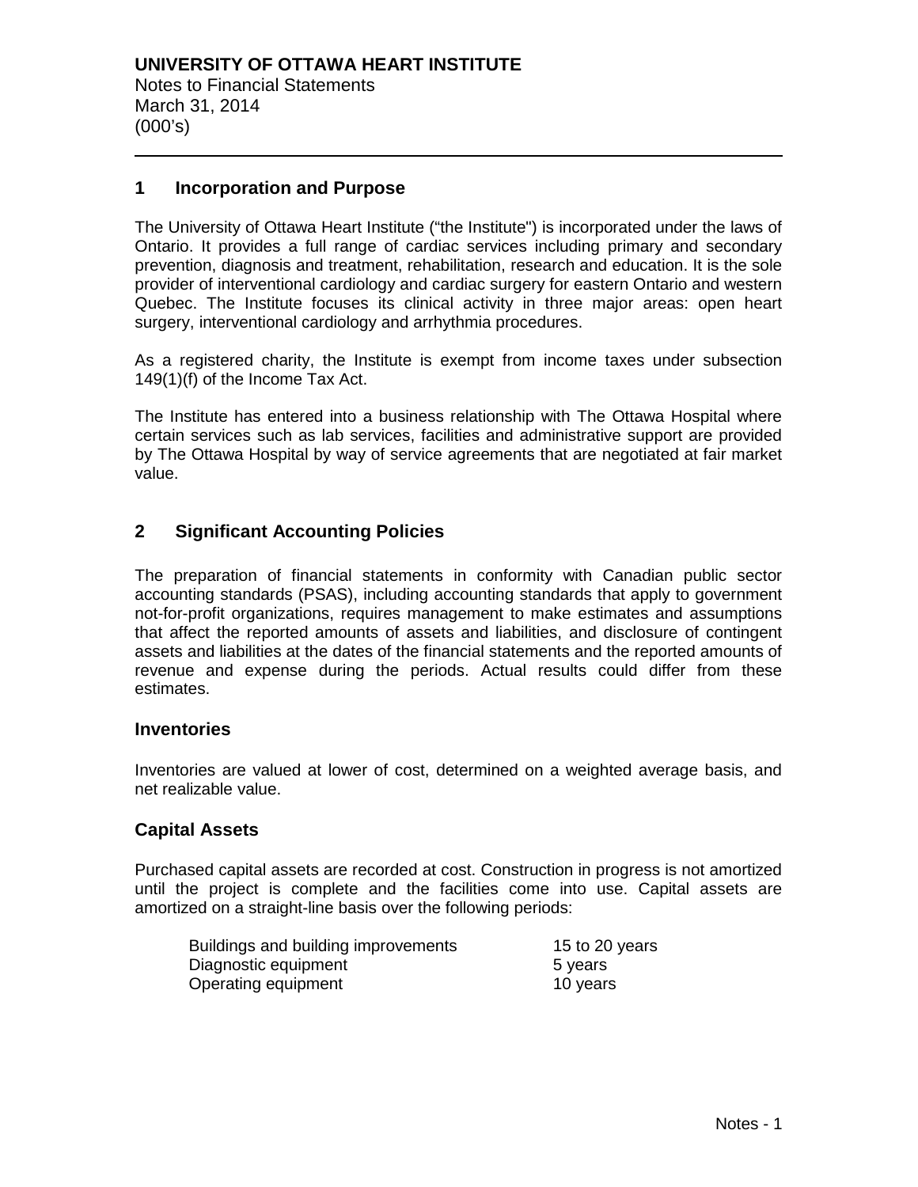# UNIVERSITY OF OTTAWA HEART INSTITUTE

Notes to Financial Statements
March 31, 2014
(000's)

## 1 Incorporation and Purpose

The University of Ottawa Heart Institute ("the Institute") is incorporated under the laws of Ontario. It provides a full range of cardiac services including primary and secondary prevention, diagnosis and treatment, rehabilitation, research and education. It is the sole provider of interventional cardiology and cardiac surgery for eastern Ontario and western Quebec. The Institute focuses its clinical activity in three major areas: open heart surgery, interventional cardiology and arrhythmia procedures.

As a registered charity, the Institute is exempt from income taxes under subsection 149(1)(f) of the Income Tax Act.

The Institute has entered into a business relationship with The Ottawa Hospital where certain services such as lab services, facilities and administrative support are provided by The Ottawa Hospital by way of service agreements that are negotiated at fair market value.

## 2 Significant Accounting Policies

The preparation of financial statements in conformity with Canadian public sector accounting standards (PSAS), including accounting standards that apply to government not-for-profit organizations, requires management to make estimates and assumptions that affect the reported amounts of assets and liabilities, and disclosure of contingent assets and liabilities at the dates of the financial statements and the reported amounts of revenue and expense during the periods. Actual results could differ from these estimates.

### Inventories

Inventories are valued at lower of cost, determined on a weighted average basis, and net realizable value.

### Capital Assets

Purchased capital assets are recorded at cost. Construction in progress is not amortized until the project is complete and the facilities come into use. Capital assets are amortized on a straight-line basis over the following periods:

| | |
|---|---|
| Buildings and building improvements | 15 to 20 years |
| Diagnostic equipment | 5 years |
| Operating equipment | 10 years |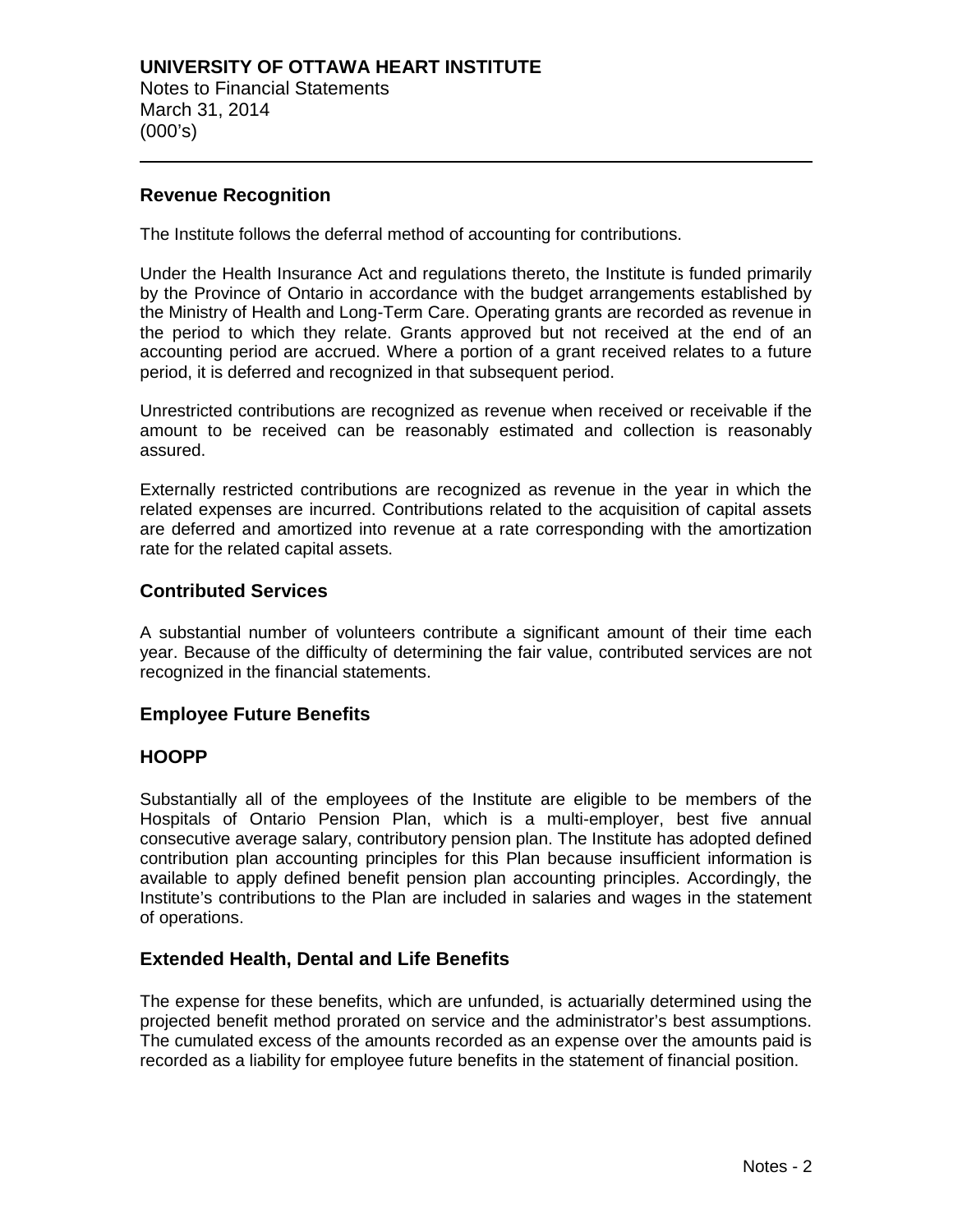## Revenue Recognition

The Institute follows the deferral method of accounting for contributions.

Under the Health Insurance Act and regulations thereto, the Institute is funded primarily by the Province of Ontario in accordance with the budget arrangements established by the Ministry of Health and Long-Term Care. Operating grants are recorded as revenue in the period to which they relate. Grants approved but not received at the end of an accounting period are accrued. Where a portion of a grant received relates to a future period, it is deferred and recognized in that subsequent period.

Unrestricted contributions are recognized as revenue when received or receivable if the amount to be received can be reasonably estimated and collection is reasonably assured.

Externally restricted contributions are recognized as revenue in the year in which the related expenses are incurred. Contributions related to the acquisition of capital assets are deferred and amortized into revenue at a rate corresponding with the amortization rate for the related capital assets.

## Contributed Services

A substantial number of volunteers contribute a significant amount of their time each year. Because of the difficulty of determining the fair value, contributed services are not recognized in the financial statements.

## Employee Future Benefits

## HOOPP

Substantially all of the employees of the Institute are eligible to be members of the Hospitals of Ontario Pension Plan, which is a multi-employer, best five annual consecutive average salary, contributory pension plan. The Institute has adopted defined contribution plan accounting principles for this Plan because insufficient information is available to apply defined benefit pension plan accounting principles. Accordingly, the Institute's contributions to the Plan are included in salaries and wages in the statement of operations.

## Extended Health, Dental and Life Benefits

The expense for these benefits, which are unfunded, is actuarially determined using the projected benefit method prorated on service and the administrator's best assumptions. The cumulated excess of the amounts recorded as an expense over the amounts paid is recorded as a liability for employee future benefits in the statement of financial position.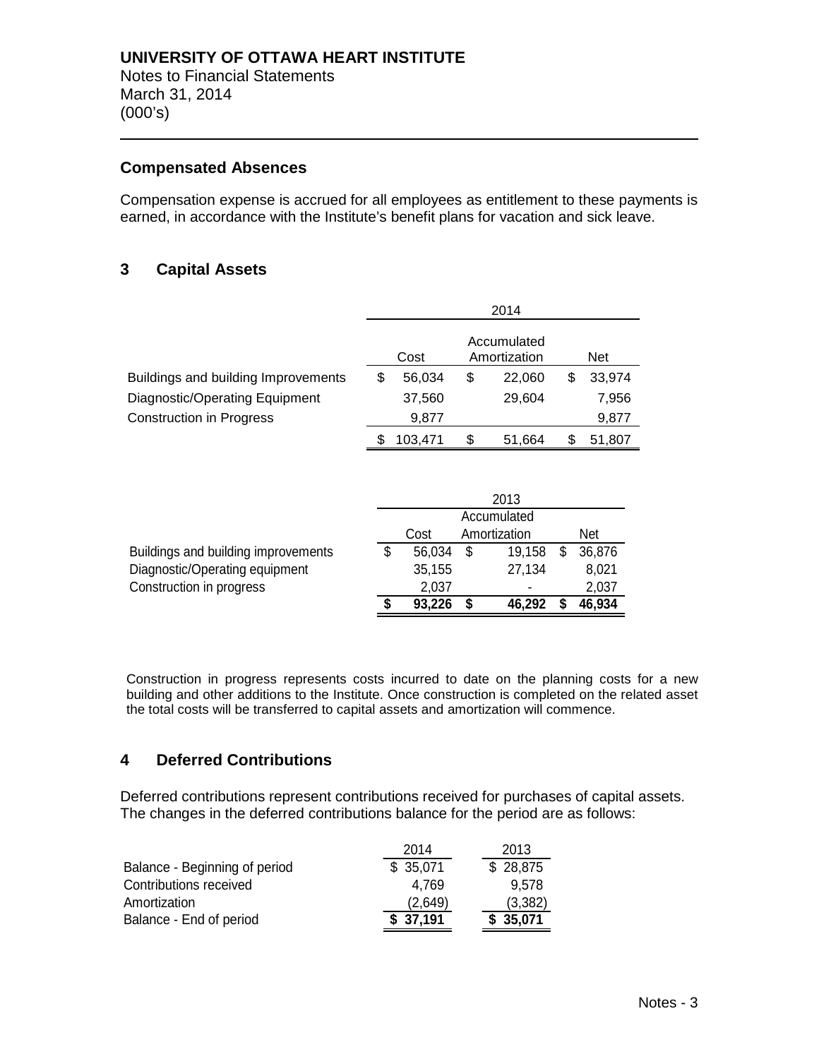## Compensated Absences

Compensation expense is accrued for all employees as entitlement to these payments is earned, in accordance with the Institute's benefit plans for vacation and sick leave.

## 3 Capital Assets

| | 2014 | | |
|---|---|---|---|
| | Cost | Accumulated Amortization | Net |
| Buildings and building Improvements | $ 56,034 | $ 22,060 | $ 33,974 |
| Diagnostic/Operating Equipment | 37,560 | 29,604 | 7,956 |
| Construction in Progress | 9,877 | | 9,877 |
| | $ 103,471 | $ 51,664 | $ 51,807 |

| | 2013 | | |
|---|---|---|---|
| | Cost | Accumulated Amortization | Net |
| Buildings and building improvements | $ 56,034 | $ 19,158 | $ 36,876 |
| Diagnostic/Operating equipment | 35,155 | 27,134 | 8,021 |
| Construction in progress | 2,037 | - | 2,037 |
| | **$ 93,226** | **$ 46,292** | **$ 46,934** |

Construction in progress represents costs incurred to date on the planning costs for a new building and other additions to the Institute. Once construction is completed on the related asset the total costs will be transferred to capital assets and amortization will commence.

## 4 Deferred Contributions

Deferred contributions represent contributions received for purchases of capital assets. The changes in the deferred contributions balance for the period are as follows:

| | 2014 | 2013 |
|---|---|---|
| Balance - Beginning of period | $ 35,071 | $ 28,875 |
| Contributions received | 4,769 | 9,578 |
| Amortization | (2,649) | (3,382) |
| Balance - End of period | **$ 37,191** | **$ 35,071** |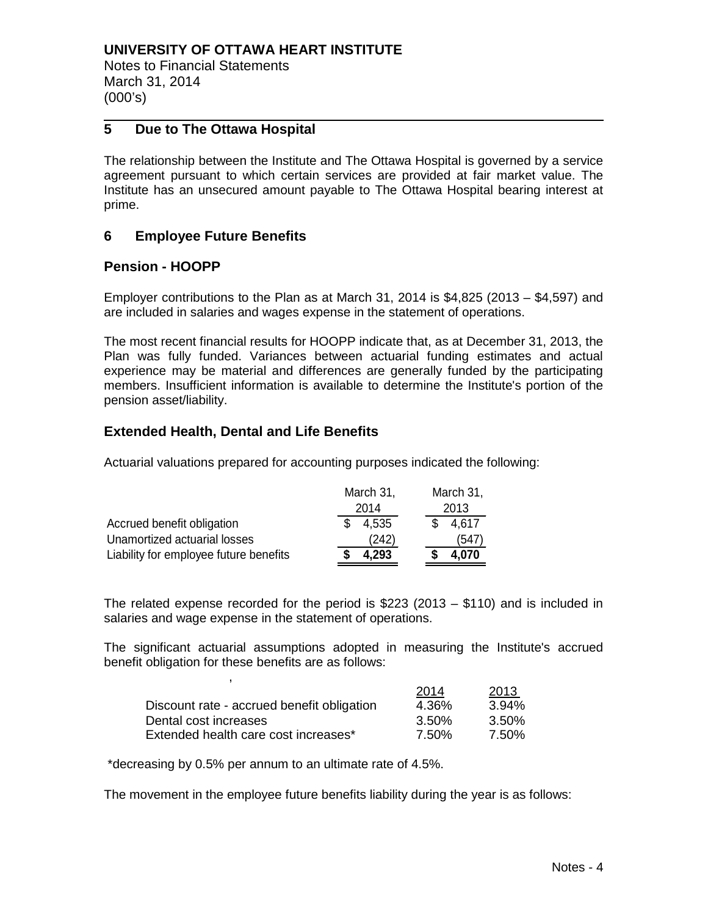**UNIVERSITY OF OTTAWA HEART INSTITUTE**
Notes to Financial Statements
March 31, 2014
(000's)

## 5 Due to The Ottawa Hospital

The relationship between the Institute and The Ottawa Hospital is governed by a service agreement pursuant to which certain services are provided at fair market value. The Institute has an unsecured amount payable to The Ottawa Hospital bearing interest at prime.

## 6 Employee Future Benefits

### Pension - HOOPP

Employer contributions to the Plan as at March 31, 2014 is $4,825 (2013 – $4,597) and are included in salaries and wages expense in the statement of operations.

The most recent financial results for HOOPP indicate that, as at December 31, 2013, the Plan was fully funded. Variances between actuarial funding estimates and actual experience may be material and differences are generally funded by the participating members. Insufficient information is available to determine the Institute's portion of the pension asset/liability.

### Extended Health, Dental and Life Benefits

Actuarial valuations prepared for accounting purposes indicated the following:

| | March 31, 2014 | March 31, 2013 |
|---|---|---|
| Accrued benefit obligation | $ 4,535 | $ 4,617 |
| Unamortized actuarial losses | (242) | (547) |
| Liability for employee future benefits | **$ 4,293** | **$ 4,070** |

The related expense recorded for the period is $223 (2013 – $110) and is included in salaries and wage expense in the statement of operations.

The significant actuarial assumptions adopted in measuring the Institute's accrued benefit obligation for these benefits are as follows:

| | 2014 | 2013 |
|---|---|---|
| Discount rate - accrued benefit obligation | 4.36% | 3.94% |
| Dental cost increases | 3.50% | 3.50% |
| Extended health care cost increases* | 7.50% | 7.50% |

*decreasing by 0.5% per annum to an ultimate rate of 4.5%.

The movement in the employee future benefits liability during the year is as follows: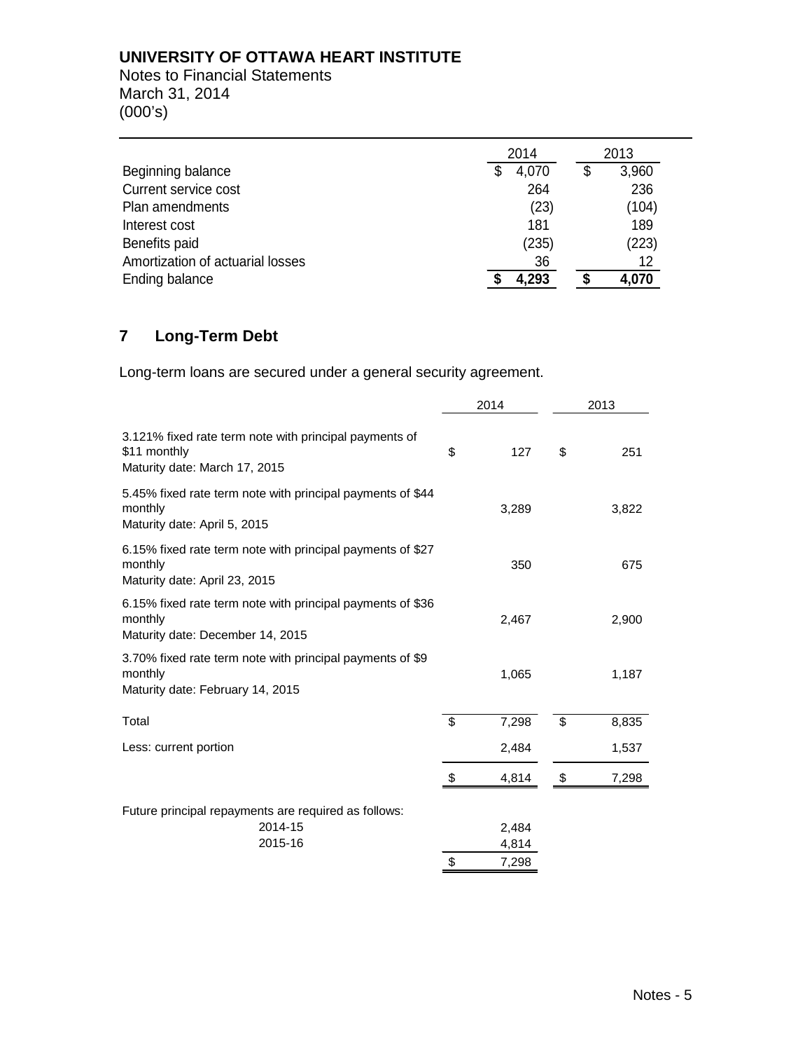| | 2014 | 2013 |
|---|---|---|
| Beginning balance | $ 4,070 | $ 3,960 |
| Current service cost | 264 | 236 |
| Plan amendments | (23) | (104) |
| Interest cost | 181 | 189 |
| Benefits paid | (235) | (223) |
| Amortization of actuarial losses | 36 | 12 |
| Ending balance | **$ 4,293** | **$ 4,070** |

## 7 Long-Term Debt

Long-term loans are secured under a general security agreement.

| | 2014 | 2013 |
|---|---|---|
| 3.121% fixed rate term note with principal payments of $11 monthly<br>Maturity date: March 17, 2015 | $ 127 | $ 251 |
| 5.45% fixed rate term note with principal payments of $44 monthly<br>Maturity date: April 5, 2015 | 3,289 | 3,822 |
| 6.15% fixed rate term note with principal payments of $27 monthly<br>Maturity date: April 23, 2015 | 350 | 675 |
| 6.15% fixed rate term note with principal payments of $36 monthly<br>Maturity date: December 14, 2015 | 2,467 | 2,900 |
| 3.70% fixed rate term note with principal payments of $9 monthly<br>Maturity date: February 14, 2015 | 1,065 | 1,187 |
| Total | $ 7,298 | $ 8,835 |
| Less: current portion | 2,484 | 1,537 |
| | $ 4,814 | $ 7,298 |

Future principal repayments are required as follows:

| | |
|---|---|
| 2014-15 | 2,484 |
| 2015-16 | 4,814 |
| | $ 7,298 |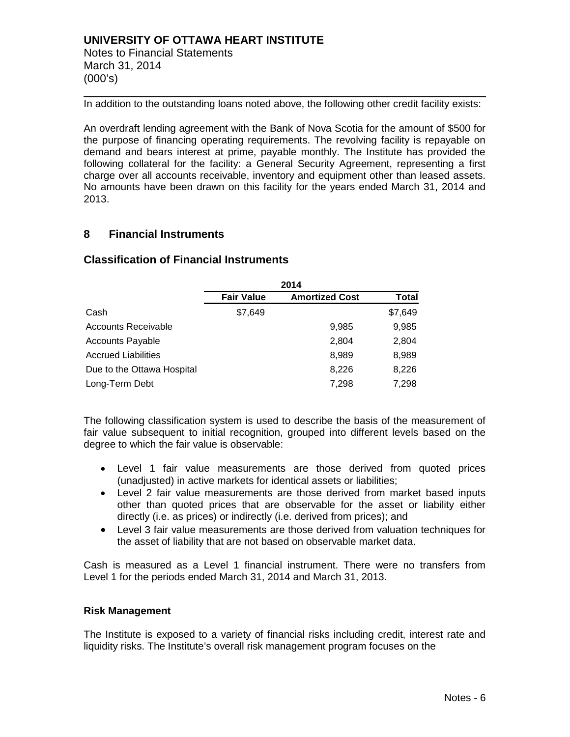In addition to the outstanding loans noted above, the following other credit facility exists:

An overdraft lending agreement with the Bank of Nova Scotia for the amount of $500 for the purpose of financing operating requirements. The revolving facility is repayable on demand and bears interest at prime, payable monthly. The Institute has provided the following collateral for the facility: a General Security Agreement, representing a first charge over all accounts receivable, inventory and equipment other than leased assets. No amounts have been drawn on this facility for the years ended March 31, 2014 and 2013.

## 8 Financial Instruments

### Classification of Financial Instruments

| | 2014 | | |
|---|---|---|---|
| | **Fair Value** | **Amortized Cost** | **Total** |
| Cash | $7,649 | | $7,649 |
| Accounts Receivable | | 9,985 | 9,985 |
| Accounts Payable | | 2,804 | 2,804 |
| Accrued Liabilities | | 8,989 | 8,989 |
| Due to the Ottawa Hospital | | 8,226 | 8,226 |
| Long-Term Debt | | 7,298 | 7,298 |

The following classification system is used to describe the basis of the measurement of fair value subsequent to initial recognition, grouped into different levels based on the degree to which the fair value is observable:

- Level 1 fair value measurements are those derived from quoted prices (unadjusted) in active markets for identical assets or liabilities;
- Level 2 fair value measurements are those derived from market based inputs other than quoted prices that are observable for the asset or liability either directly (i.e. as prices) or indirectly (i.e. derived from prices); and
- Level 3 fair value measurements are those derived from valuation techniques for the asset of liability that are not based on observable market data.

Cash is measured as a Level 1 financial instrument. There were no transfers from Level 1 for the periods ended March 31, 2014 and March 31, 2013.

**Risk Management**

The Institute is exposed to a variety of financial risks including credit, interest rate and liquidity risks. The Institute's overall risk management program focuses on the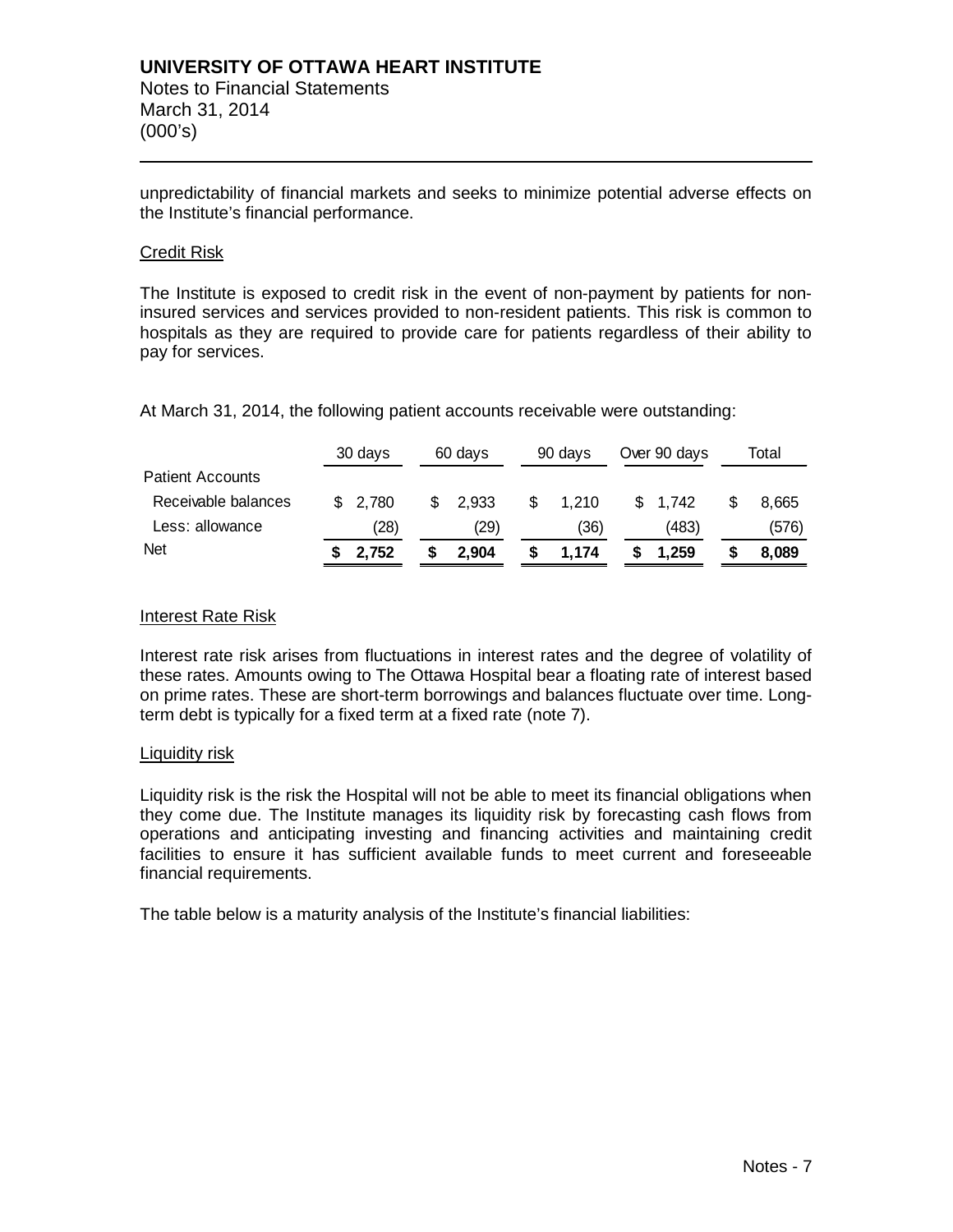unpredictability of financial markets and seeks to minimize potential adverse effects on the Institute's financial performance.

Credit Risk

The Institute is exposed to credit risk in the event of non-payment by patients for non-insured services and services provided to non-resident patients. This risk is common to hospitals as they are required to provide care for patients regardless of their ability to pay for services.

At March 31, 2014, the following patient accounts receivable were outstanding:

| | 30 days | 60 days | 90 days | Over 90 days | Total |
|---|---|---|---|---|---|
| Patient Accounts | | | | | |
| Receivable balances | $ 2,780 | $ 2,933 | $ 1,210 | $ 1,742 | $ 8,665 |
| Less: allowance | (28) | (29) | (36) | (483) | (576) |
| Net | **$ 2,752** | **$ 2,904** | **$ 1,174** | **$ 1,259** | **$ 8,089** |

Interest Rate Risk

Interest rate risk arises from fluctuations in interest rates and the degree of volatility of these rates. Amounts owing to The Ottawa Hospital bear a floating rate of interest based on prime rates. These are short-term borrowings and balances fluctuate over time. Long-term debt is typically for a fixed term at a fixed rate (note 7).

Liquidity risk

Liquidity risk is the risk the Hospital will not be able to meet its financial obligations when they come due. The Institute manages its liquidity risk by forecasting cash flows from operations and anticipating investing and financing activities and maintaining credit facilities to ensure it has sufficient available funds to meet current and foreseeable financial requirements.

The table below is a maturity analysis of the Institute's financial liabilities: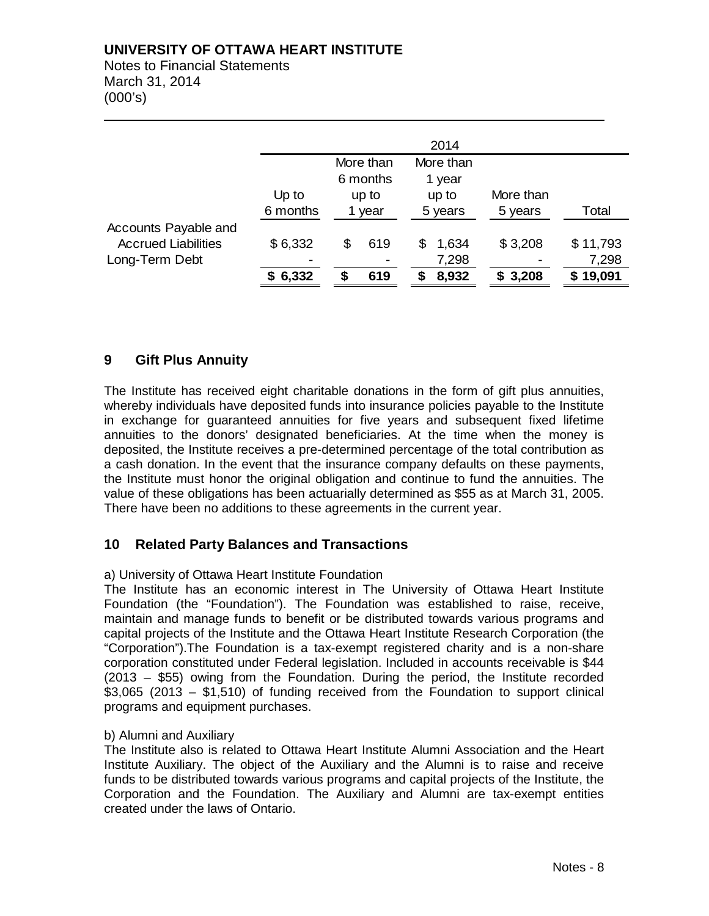| | 2014 | | | | |
|---|---|---|---|---|---|
| | Up to 6 months | More than 6 months up to 1 year | More than 1 year up to 5 years | More than 5 years | Total |
| Accounts Payable and Accrued Liabilities | $ 6,332 | $ 619 | $ 1,634 | $ 3,208 | $ 11,793 |
| Long-Term Debt | - | - | 7,298 | - | 7,298 |
| | **$ 6,332** | **$ 619** | **$ 8,932** | **$ 3,208** | **$ 19,091** |

## 9 Gift Plus Annuity

The Institute has received eight charitable donations in the form of gift plus annuities, whereby individuals have deposited funds into insurance policies payable to the Institute in exchange for guaranteed annuities for five years and subsequent fixed lifetime annuities to the donors' designated beneficiaries. At the time when the money is deposited, the Institute receives a pre-determined percentage of the total contribution as a cash donation. In the event that the insurance company defaults on these payments, the Institute must honor the original obligation and continue to fund the annuities. The value of these obligations has been actuarially determined as $55 as at March 31, 2005. There have been no additions to these agreements in the current year.

## 10 Related Party Balances and Transactions

a) University of Ottawa Heart Institute Foundation

The Institute has an economic interest in The University of Ottawa Heart Institute Foundation (the "Foundation"). The Foundation was established to raise, receive, maintain and manage funds to benefit or be distributed towards various programs and capital projects of the Institute and the Ottawa Heart Institute Research Corporation (the "Corporation").The Foundation is a tax-exempt registered charity and is a non-share corporation constituted under Federal legislation. Included in accounts receivable is $44 (2013 – $55) owing from the Foundation. During the period, the Institute recorded $3,065 (2013 – $1,510) of funding received from the Foundation to support clinical programs and equipment purchases.

b) Alumni and Auxiliary

The Institute also is related to Ottawa Heart Institute Alumni Association and the Heart Institute Auxiliary. The object of the Auxiliary and the Alumni is to raise and receive funds to be distributed towards various programs and capital projects of the Institute, the Corporation and the Foundation. The Auxiliary and Alumni are tax-exempt entities created under the laws of Ontario.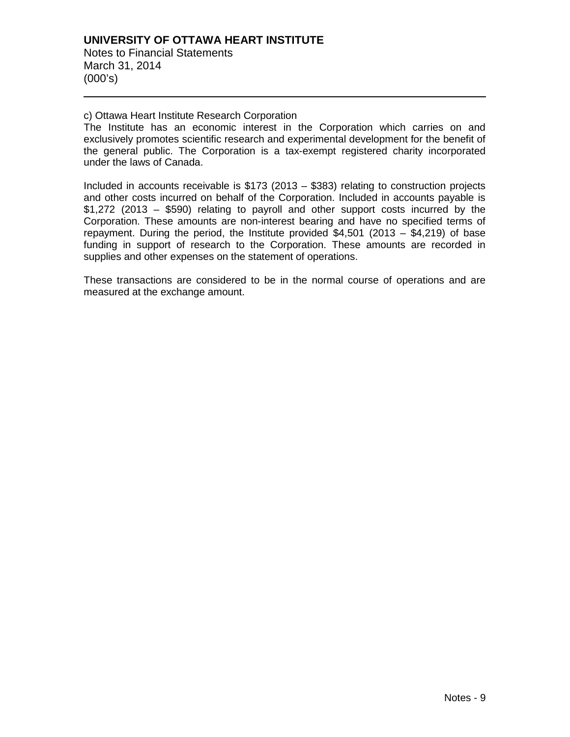c) Ottawa Heart Institute Research Corporation

The Institute has an economic interest in the Corporation which carries on and exclusively promotes scientific research and experimental development for the benefit of the general public. The Corporation is a tax-exempt registered charity incorporated under the laws of Canada.

Included in accounts receivable is $173 (2013 – $383) relating to construction projects and other costs incurred on behalf of the Corporation. Included in accounts payable is $1,272 (2013 – $590) relating to payroll and other support costs incurred by the Corporation. These amounts are non-interest bearing and have no specified terms of repayment. During the period, the Institute provided $4,501 (2013 – $4,219) of base funding in support of research to the Corporation. These amounts are recorded in supplies and other expenses on the statement of operations.

These transactions are considered to be in the normal course of operations and are measured at the exchange amount.